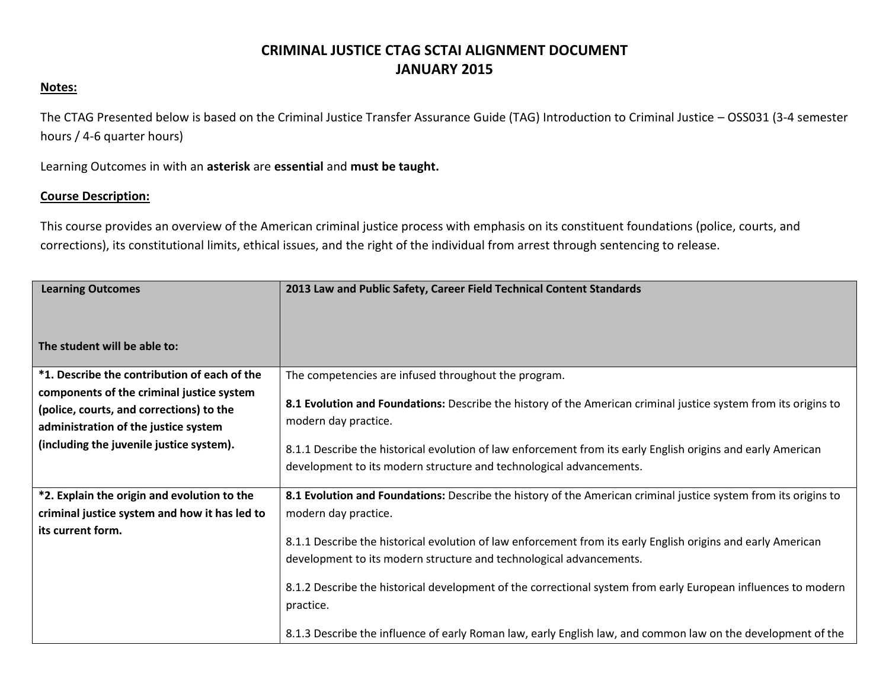# CRIMINAL JUSTICE CTAG SCTAI ALIGNMENT DOCUMENT
# JANUARY 2015

**Notes:**

The CTAG Presented below is based on the Criminal Justice Transfer Assurance Guide (TAG) Introduction to Criminal Justice – OSS031 (3-4 semester hours / 4-6 quarter hours)

Learning Outcomes in with an **asterisk** are **essential** and **must be taught.**

**Course Description:**

This course provides an overview of the American criminal justice process with emphasis on its constituent foundations (police, courts, and corrections), its constitutional limits, ethical issues, and the right of the individual from arrest through sentencing to release.

| **Learning Outcomes**<br><br>**The student will be able to:** | **2013 Law and Public Safety, Career Field Technical Content Standards** |
|---|---|
| ***1. Describe the contribution of each of the components of the criminal justice system (police, courts, and corrections) to the administration of the justice system (including the juvenile justice system).** | The competencies are infused throughout the program.<br><br>**8.1 Evolution and Foundations:** Describe the history of the American criminal justice system from its origins to modern day practice.<br><br>8.1.1 Describe the historical evolution of law enforcement from its early English origins and early American development to its modern structure and technological advancements. |
| ***2. Explain the origin and evolution to the criminal justice system and how it has led to its current form.** | **8.1 Evolution and Foundations:** Describe the history of the American criminal justice system from its origins to modern day practice.<br><br>8.1.1 Describe the historical evolution of law enforcement from its early English origins and early American development to its modern structure and technological advancements.<br><br>8.1.2 Describe the historical development of the correctional system from early European influences to modern practice.<br><br>8.1.3 Describe the influence of early Roman law, early English law, and common law on the development of the |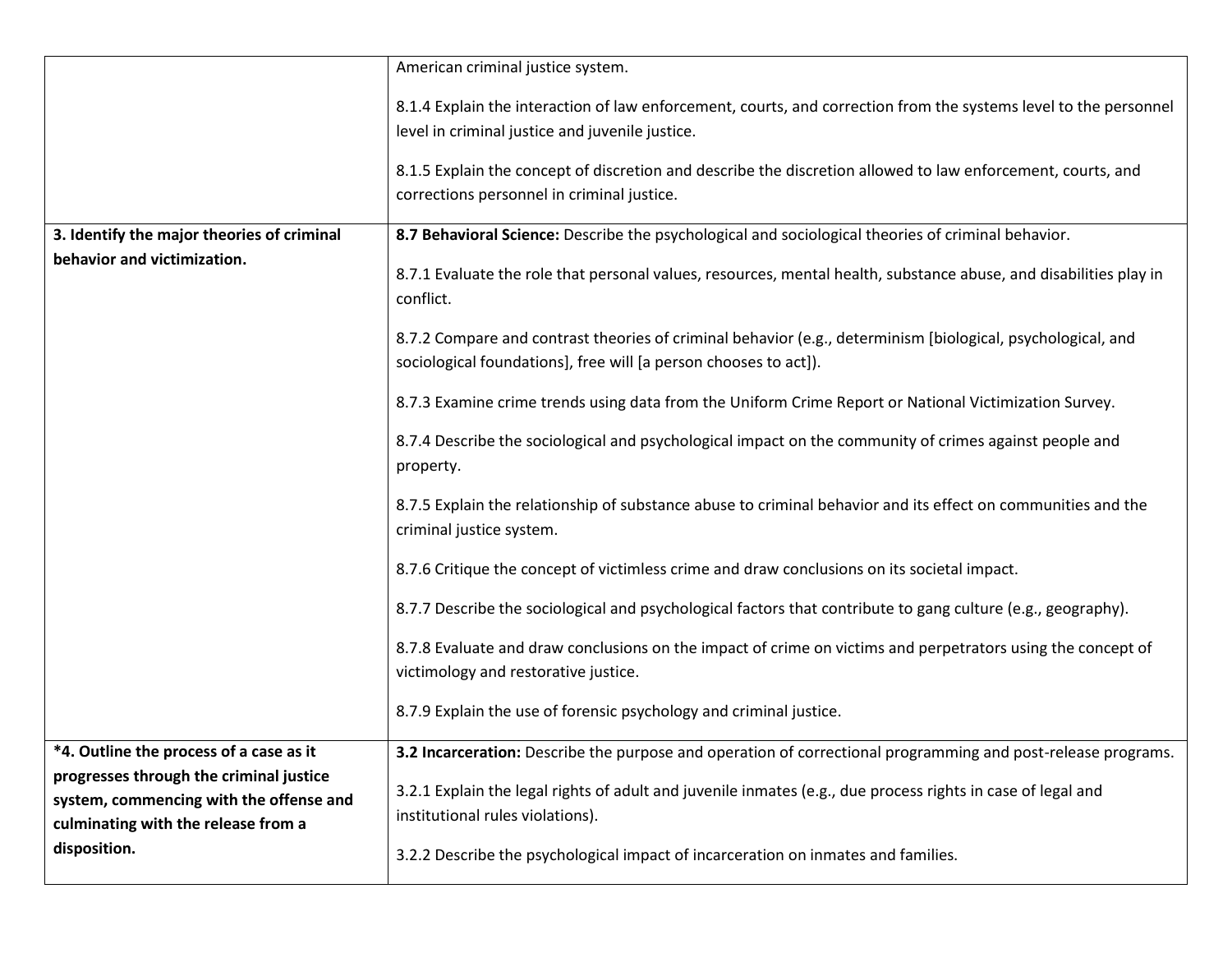| | |
|---|---|
| | American criminal justice system.<br><br>8.1.4 Explain the interaction of law enforcement, courts, and correction from the systems level to the personnel level in criminal justice and juvenile justice.<br><br>8.1.5 Explain the concept of discretion and describe the discretion allowed to law enforcement, courts, and corrections personnel in criminal justice. |
| **3. Identify the major theories of criminal behavior and victimization.** | **8.7 Behavioral Science:** Describe the psychological and sociological theories of criminal behavior.<br><br>8.7.1 Evaluate the role that personal values, resources, mental health, substance abuse, and disabilities play in conflict.<br><br>8.7.2 Compare and contrast theories of criminal behavior (e.g., determinism [biological, psychological, and sociological foundations], free will [a person chooses to act]).<br><br>8.7.3 Examine crime trends using data from the Uniform Crime Report or National Victimization Survey.<br><br>8.7.4 Describe the sociological and psychological impact on the community of crimes against people and property.<br><br>8.7.5 Explain the relationship of substance abuse to criminal behavior and its effect on communities and the criminal justice system.<br><br>8.7.6 Critique the concept of victimless crime and draw conclusions on its societal impact.<br><br>8.7.7 Describe the sociological and psychological factors that contribute to gang culture (e.g., geography).<br><br>8.7.8 Evaluate and draw conclusions on the impact of crime on victims and perpetrators using the concept of victimology and restorative justice.<br><br>8.7.9 Explain the use of forensic psychology and criminal justice. |
| **\*4. Outline the process of a case as it progresses through the criminal justice system, commencing with the offense and culminating with the release from a disposition.** | **3.2 Incarceration:** Describe the purpose and operation of correctional programming and post-release programs.<br><br>3.2.1 Explain the legal rights of adult and juvenile inmates (e.g., due process rights in case of legal and institutional rules violations).<br><br>3.2.2 Describe the psychological impact of incarceration on inmates and families. |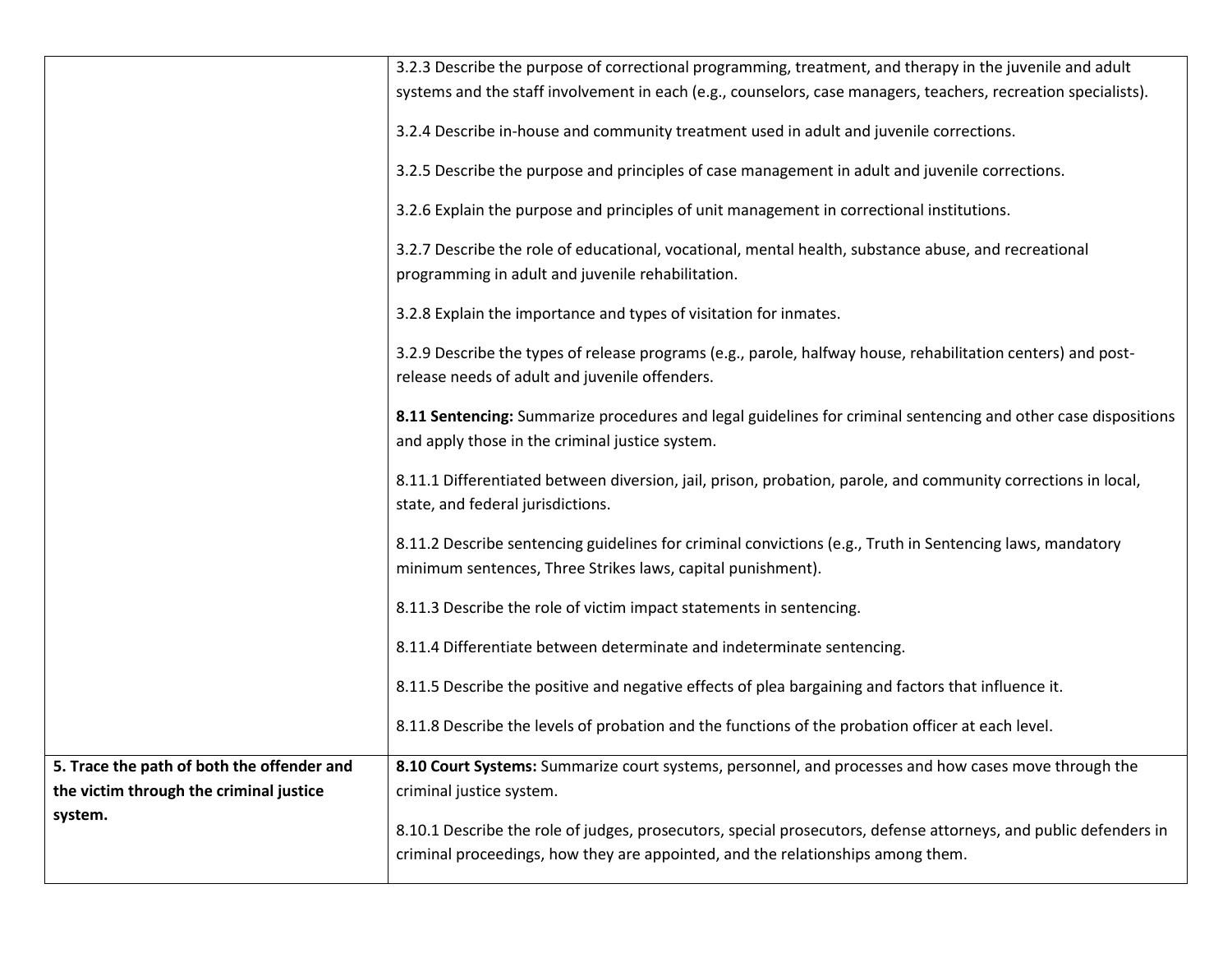| | |
|---|---|
| | 3.2.3 Describe the purpose of correctional programming, treatment, and therapy in the juvenile and adult systems and the staff involvement in each (e.g., counselors, case managers, teachers, recreation specialists).<br><br>3.2.4 Describe in-house and community treatment used in adult and juvenile corrections.<br><br>3.2.5 Describe the purpose and principles of case management in adult and juvenile corrections.<br><br>3.2.6 Explain the purpose and principles of unit management in correctional institutions.<br><br>3.2.7 Describe the role of educational, vocational, mental health, substance abuse, and recreational programming in adult and juvenile rehabilitation.<br><br>3.2.8 Explain the importance and types of visitation for inmates.<br><br>3.2.9 Describe the types of release programs (e.g., parole, halfway house, rehabilitation centers) and post-release needs of adult and juvenile offenders.<br><br>**8.11 Sentencing:** Summarize procedures and legal guidelines for criminal sentencing and other case dispositions and apply those in the criminal justice system.<br><br>8.11.1 Differentiated between diversion, jail, prison, probation, parole, and community corrections in local, state, and federal jurisdictions.<br><br>8.11.2 Describe sentencing guidelines for criminal convictions (e.g., Truth in Sentencing laws, mandatory minimum sentences, Three Strikes laws, capital punishment).<br><br>8.11.3 Describe the role of victim impact statements in sentencing.<br><br>8.11.4 Differentiate between determinate and indeterminate sentencing.<br><br>8.11.5 Describe the positive and negative effects of plea bargaining and factors that influence it.<br><br>8.11.8 Describe the levels of probation and the functions of the probation officer at each level. |
| **5. Trace the path of both the offender and the victim through the criminal justice system.** | **8.10 Court Systems:** Summarize court systems, personnel, and processes and how cases move through the criminal justice system.<br><br>8.10.1 Describe the role of judges, prosecutors, special prosecutors, defense attorneys, and public defenders in criminal proceedings, how they are appointed, and the relationships among them. |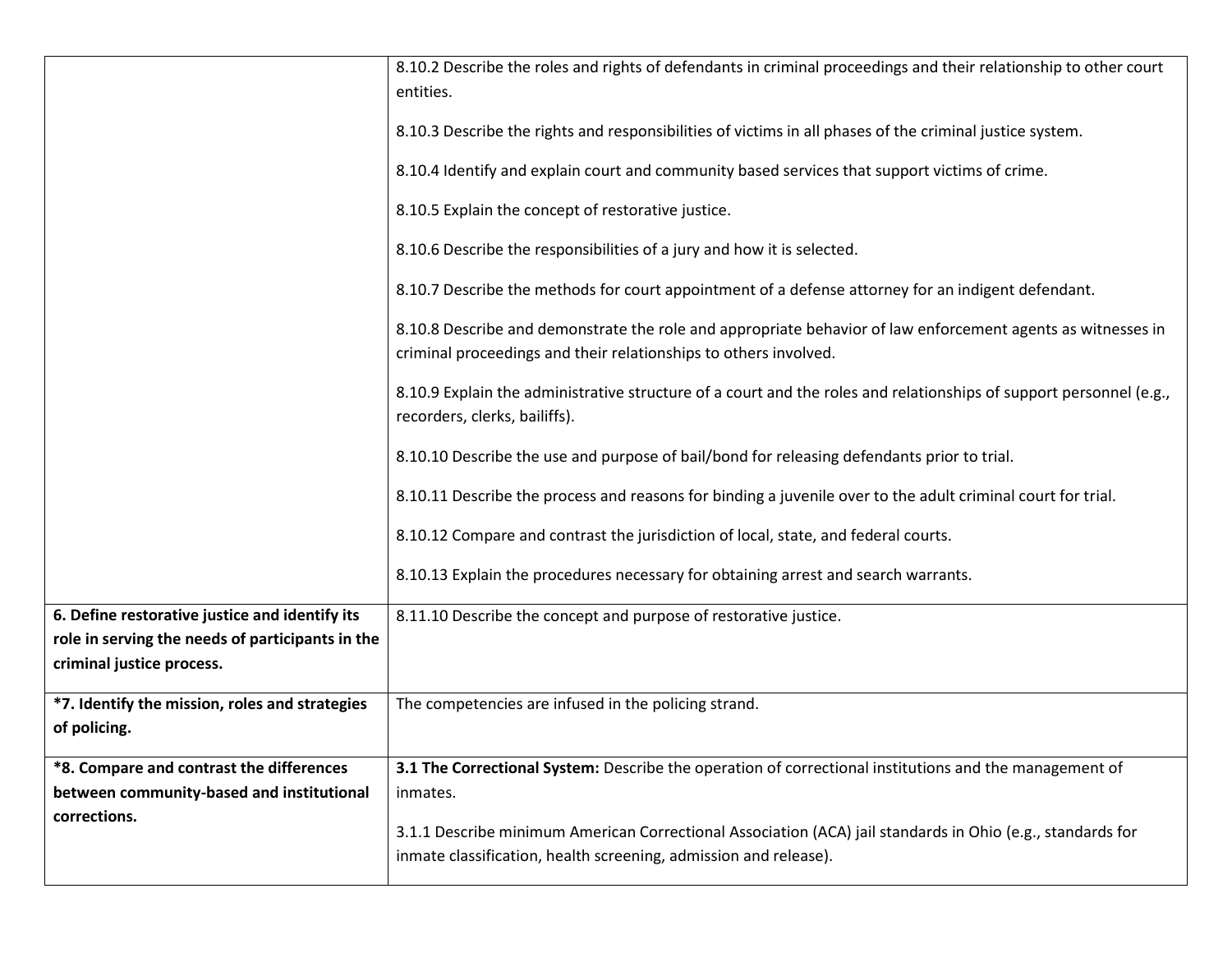| | |
|---|---|
| | 8.10.2 Describe the roles and rights of defendants in criminal proceedings and their relationship to other court entities.<br><br>8.10.3 Describe the rights and responsibilities of victims in all phases of the criminal justice system.<br><br>8.10.4 Identify and explain court and community based services that support victims of crime.<br><br>8.10.5 Explain the concept of restorative justice.<br><br>8.10.6 Describe the responsibilities of a jury and how it is selected.<br><br>8.10.7 Describe the methods for court appointment of a defense attorney for an indigent defendant.<br><br>8.10.8 Describe and demonstrate the role and appropriate behavior of law enforcement agents as witnesses in criminal proceedings and their relationships to others involved.<br><br>8.10.9 Explain the administrative structure of a court and the roles and relationships of support personnel (e.g., recorders, clerks, bailiffs).<br><br>8.10.10 Describe the use and purpose of bail/bond for releasing defendants prior to trial.<br><br>8.10.11 Describe the process and reasons for binding a juvenile over to the adult criminal court for trial.<br><br>8.10.12 Compare and contrast the jurisdiction of local, state, and federal courts.<br><br>8.10.13 Explain the procedures necessary for obtaining arrest and search warrants. |
| **6. Define restorative justice and identify its role in serving the needs of participants in the criminal justice process.** | 8.11.10 Describe the concept and purpose of restorative justice. |
| ***7. Identify the mission, roles and strategies of policing.** | The competencies are infused in the policing strand. |
| ***8. Compare and contrast the differences between community-based and institutional corrections.** | **3.1 The Correctional System:** Describe the operation of correctional institutions and the management of inmates.<br><br>3.1.1 Describe minimum American Correctional Association (ACA) jail standards in Ohio (e.g., standards for inmate classification, health screening, admission and release). |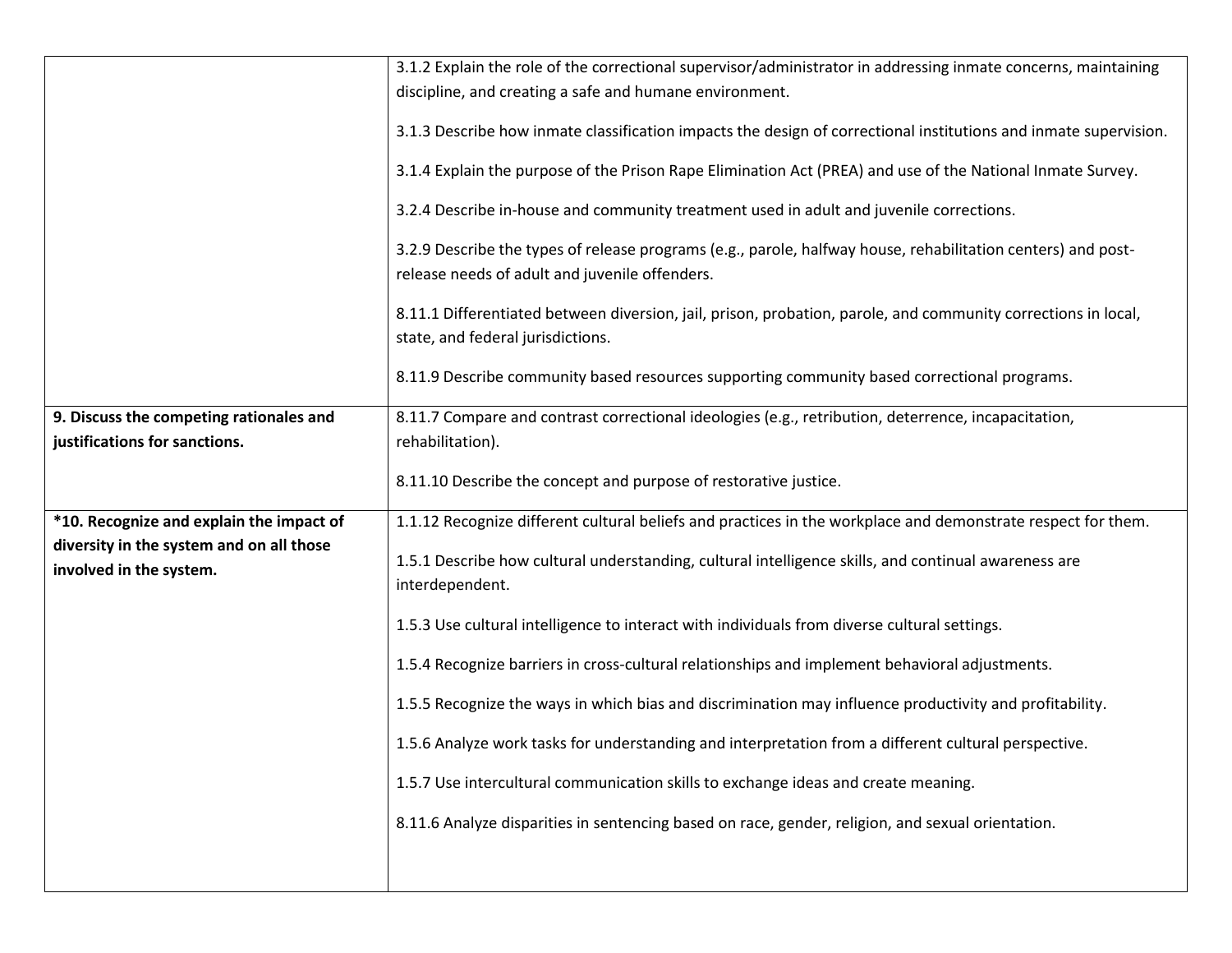| | |
|---|---|
| | 3.1.2 Explain the role of the correctional supervisor/administrator in addressing inmate concerns, maintaining discipline, and creating a safe and humane environment.<br><br>3.1.3 Describe how inmate classification impacts the design of correctional institutions and inmate supervision.<br><br>3.1.4 Explain the purpose of the Prison Rape Elimination Act (PREA) and use of the National Inmate Survey.<br><br>3.2.4 Describe in-house and community treatment used in adult and juvenile corrections.<br><br>3.2.9 Describe the types of release programs (e.g., parole, halfway house, rehabilitation centers) and post-release needs of adult and juvenile offenders.<br><br>8.11.1 Differentiated between diversion, jail, prison, probation, parole, and community corrections in local, state, and federal jurisdictions.<br><br>8.11.9 Describe community based resources supporting community based correctional programs. |
| **9. Discuss the competing rationales and justifications for sanctions.** | 8.11.7 Compare and contrast correctional ideologies (e.g., retribution, deterrence, incapacitation, rehabilitation).<br><br>8.11.10 Describe the concept and purpose of restorative justice. |
| ***10. Recognize and explain the impact of diversity in the system and on all those involved in the system.** | 1.1.12 Recognize different cultural beliefs and practices in the workplace and demonstrate respect for them.<br><br>1.5.1 Describe how cultural understanding, cultural intelligence skills, and continual awareness are interdependent.<br><br>1.5.3 Use cultural intelligence to interact with individuals from diverse cultural settings.<br><br>1.5.4 Recognize barriers in cross-cultural relationships and implement behavioral adjustments.<br><br>1.5.5 Recognize the ways in which bias and discrimination may influence productivity and profitability.<br><br>1.5.6 Analyze work tasks for understanding and interpretation from a different cultural perspective.<br><br>1.5.7 Use intercultural communication skills to exchange ideas and create meaning.<br><br>8.11.6 Analyze disparities in sentencing based on race, gender, religion, and sexual orientation. |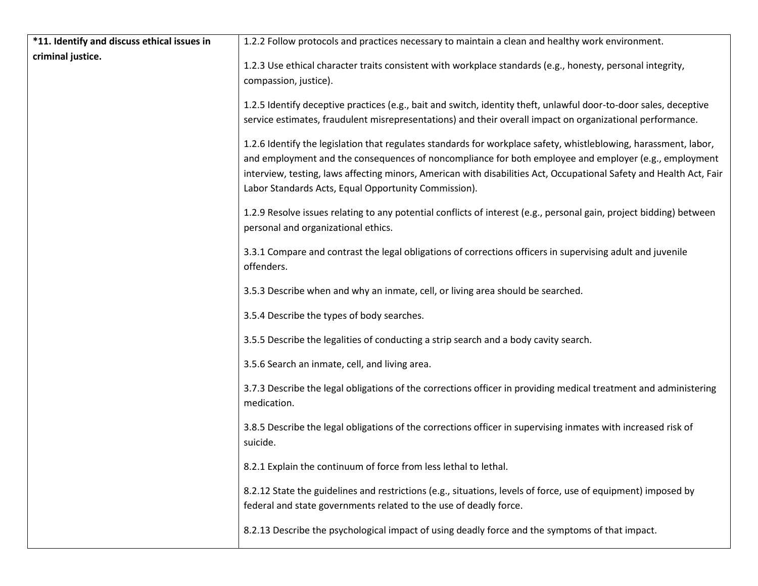| | |
|---|---|
| ***11. Identify and discuss ethical issues in criminal justice.** | 1.2.2 Follow protocols and practices necessary to maintain a clean and healthy work environment.<br><br>1.2.3 Use ethical character traits consistent with workplace standards (e.g., honesty, personal integrity, compassion, justice).<br><br>1.2.5 Identify deceptive practices (e.g., bait and switch, identity theft, unlawful door-to-door sales, deceptive service estimates, fraudulent misrepresentations) and their overall impact on organizational performance.<br><br>1.2.6 Identify the legislation that regulates standards for workplace safety, whistleblowing, harassment, labor, and employment and the consequences of noncompliance for both employee and employer (e.g., employment interview, testing, laws affecting minors, American with disabilities Act, Occupational Safety and Health Act, Fair Labor Standards Acts, Equal Opportunity Commission).<br><br>1.2.9 Resolve issues relating to any potential conflicts of interest (e.g., personal gain, project bidding) between personal and organizational ethics.<br><br>3.3.1 Compare and contrast the legal obligations of corrections officers in supervising adult and juvenile offenders.<br><br>3.5.3 Describe when and why an inmate, cell, or living area should be searched.<br><br>3.5.4 Describe the types of body searches.<br><br>3.5.5 Describe the legalities of conducting a strip search and a body cavity search.<br><br>3.5.6 Search an inmate, cell, and living area.<br><br>3.7.3 Describe the legal obligations of the corrections officer in providing medical treatment and administering medication.<br><br>3.8.5 Describe the legal obligations of the corrections officer in supervising inmates with increased risk of suicide.<br><br>8.2.1 Explain the continuum of force from less lethal to lethal.<br><br>8.2.12 State the guidelines and restrictions (e.g., situations, levels of force, use of equipment) imposed by federal and state governments related to the use of deadly force.<br><br>8.2.13 Describe the psychological impact of using deadly force and the symptoms of that impact. |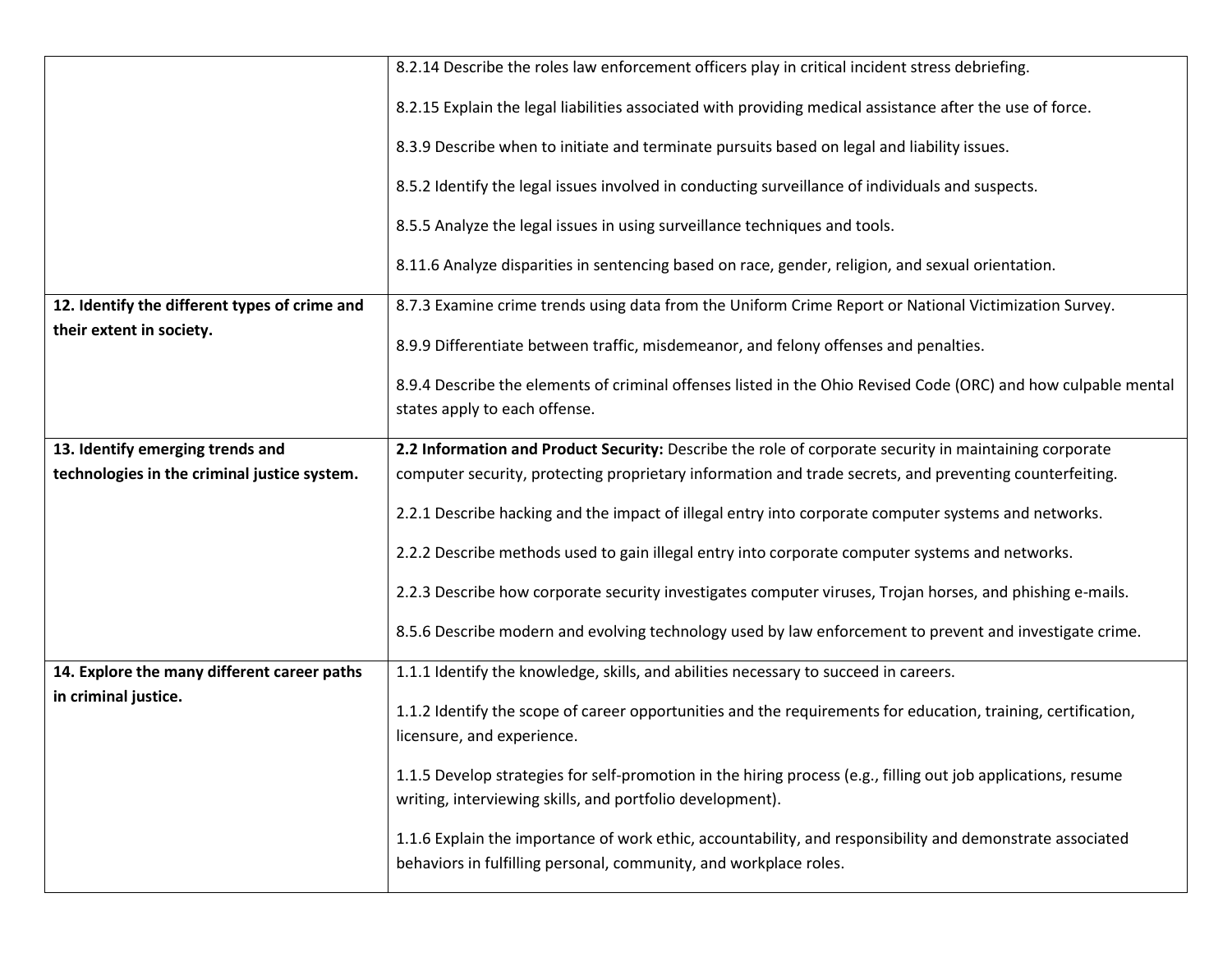| | |
|---|---|
| | 8.2.14 Describe the roles law enforcement officers play in critical incident stress debriefing.<br><br>8.2.15 Explain the legal liabilities associated with providing medical assistance after the use of force.<br><br>8.3.9 Describe when to initiate and terminate pursuits based on legal and liability issues.<br><br>8.5.2 Identify the legal issues involved in conducting surveillance of individuals and suspects.<br><br>8.5.5 Analyze the legal issues in using surveillance techniques and tools.<br><br>8.11.6 Analyze disparities in sentencing based on race, gender, religion, and sexual orientation. |
| **12. Identify the different types of crime and their extent in society.** | 8.7.3 Examine crime trends using data from the Uniform Crime Report or National Victimization Survey.<br><br>8.9.9 Differentiate between traffic, misdemeanor, and felony offenses and penalties.<br><br>8.9.4 Describe the elements of criminal offenses listed in the Ohio Revised Code (ORC) and how culpable mental states apply to each offense. |
| **13. Identify emerging trends and technologies in the criminal justice system.** | **2.2 Information and Product Security:** Describe the role of corporate security in maintaining corporate computer security, protecting proprietary information and trade secrets, and preventing counterfeiting.<br><br>2.2.1 Describe hacking and the impact of illegal entry into corporate computer systems and networks.<br><br>2.2.2 Describe methods used to gain illegal entry into corporate computer systems and networks.<br><br>2.2.3 Describe how corporate security investigates computer viruses, Trojan horses, and phishing e-mails.<br><br>8.5.6 Describe modern and evolving technology used by law enforcement to prevent and investigate crime. |
| **14. Explore the many different career paths in criminal justice.** | 1.1.1 Identify the knowledge, skills, and abilities necessary to succeed in careers.<br><br>1.1.2 Identify the scope of career opportunities and the requirements for education, training, certification, licensure, and experience.<br><br>1.1.5 Develop strategies for self-promotion in the hiring process (e.g., filling out job applications, resume writing, interviewing skills, and portfolio development).<br><br>1.1.6 Explain the importance of work ethic, accountability, and responsibility and demonstrate associated behaviors in fulfilling personal, community, and workplace roles. |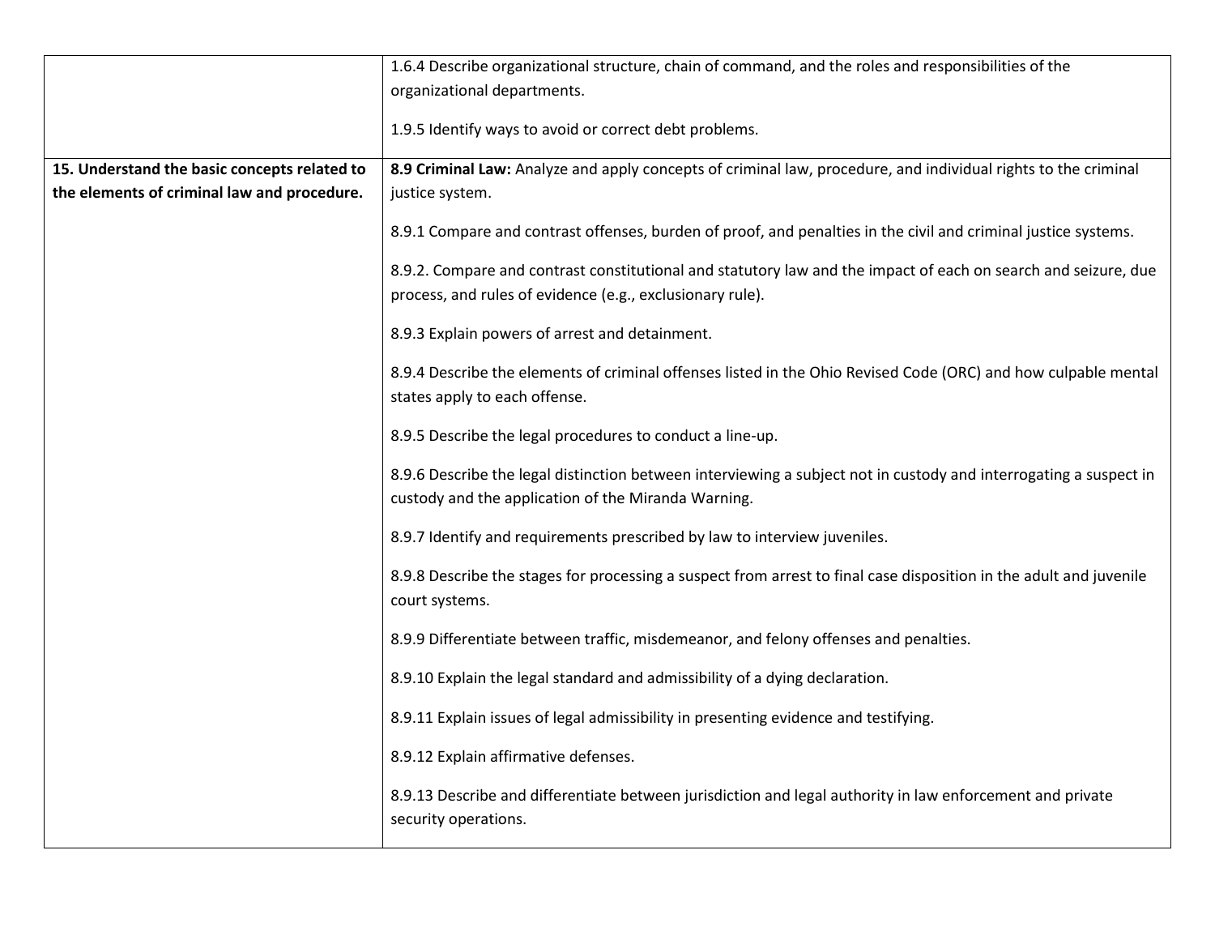| | |
|---|---|
| | 1.6.4 Describe organizational structure, chain of command, and the roles and responsibilities of the organizational departments.<br><br>1.9.5 Identify ways to avoid or correct debt problems. |
| **15. Understand the basic concepts related to the elements of criminal law and procedure.** | **8.9 Criminal Law:** Analyze and apply concepts of criminal law, procedure, and individual rights to the criminal justice system.<br><br>8.9.1 Compare and contrast offenses, burden of proof, and penalties in the civil and criminal justice systems.<br><br>8.9.2. Compare and contrast constitutional and statutory law and the impact of each on search and seizure, due process, and rules of evidence (e.g., exclusionary rule).<br><br>8.9.3 Explain powers of arrest and detainment.<br><br>8.9.4 Describe the elements of criminal offenses listed in the Ohio Revised Code (ORC) and how culpable mental states apply to each offense.<br><br>8.9.5 Describe the legal procedures to conduct a line-up.<br><br>8.9.6 Describe the legal distinction between interviewing a subject not in custody and interrogating a suspect in custody and the application of the Miranda Warning.<br><br>8.9.7 Identify and requirements prescribed by law to interview juveniles.<br><br>8.9.8 Describe the stages for processing a suspect from arrest to final case disposition in the adult and juvenile court systems.<br><br>8.9.9 Differentiate between traffic, misdemeanor, and felony offenses and penalties.<br><br>8.9.10 Explain the legal standard and admissibility of a dying declaration.<br><br>8.9.11 Explain issues of legal admissibility in presenting evidence and testifying.<br><br>8.9.12 Explain affirmative defenses.<br><br>8.9.13 Describe and differentiate between jurisdiction and legal authority in law enforcement and private security operations. |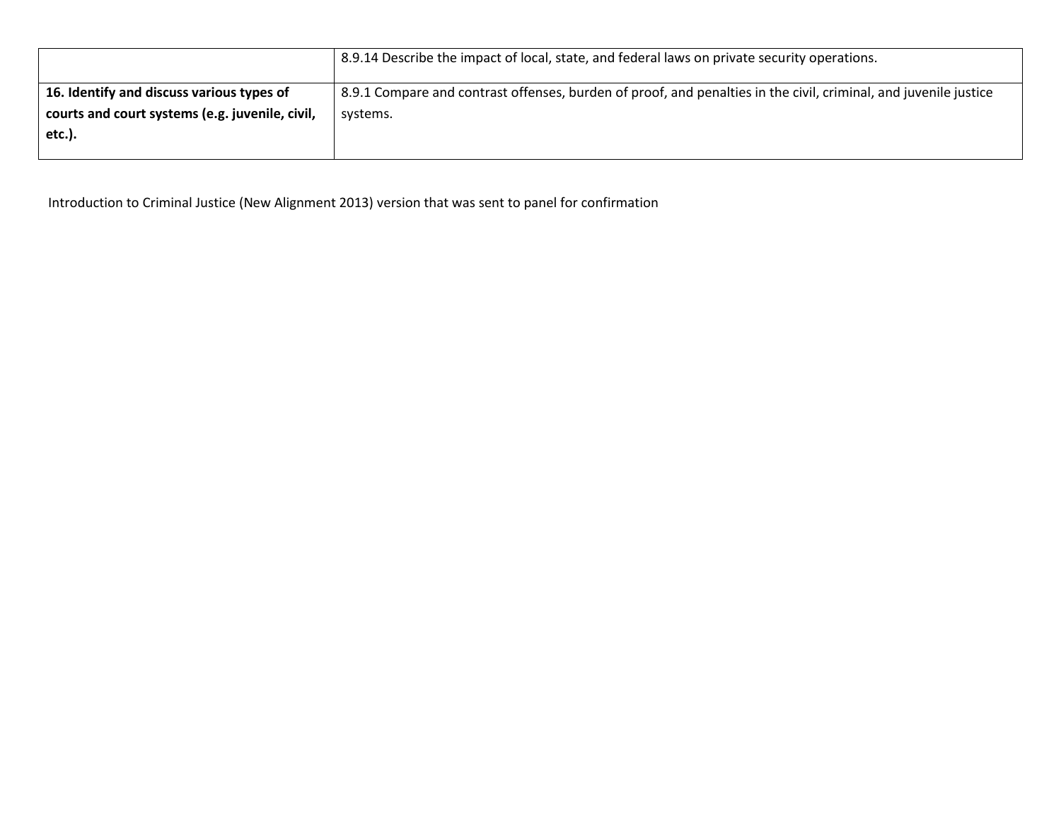| | |
|---|---|
| | 8.9.14 Describe the impact of local, state, and federal laws on private security operations. |
| **16. Identify and discuss various types of courts and court systems (e.g. juvenile, civil, etc.).** | 8.9.1 Compare and contrast offenses, burden of proof, and penalties in the civil, criminal, and juvenile justice systems. |

Introduction to Criminal Justice (New Alignment 2013) version that was sent to panel for confirmation